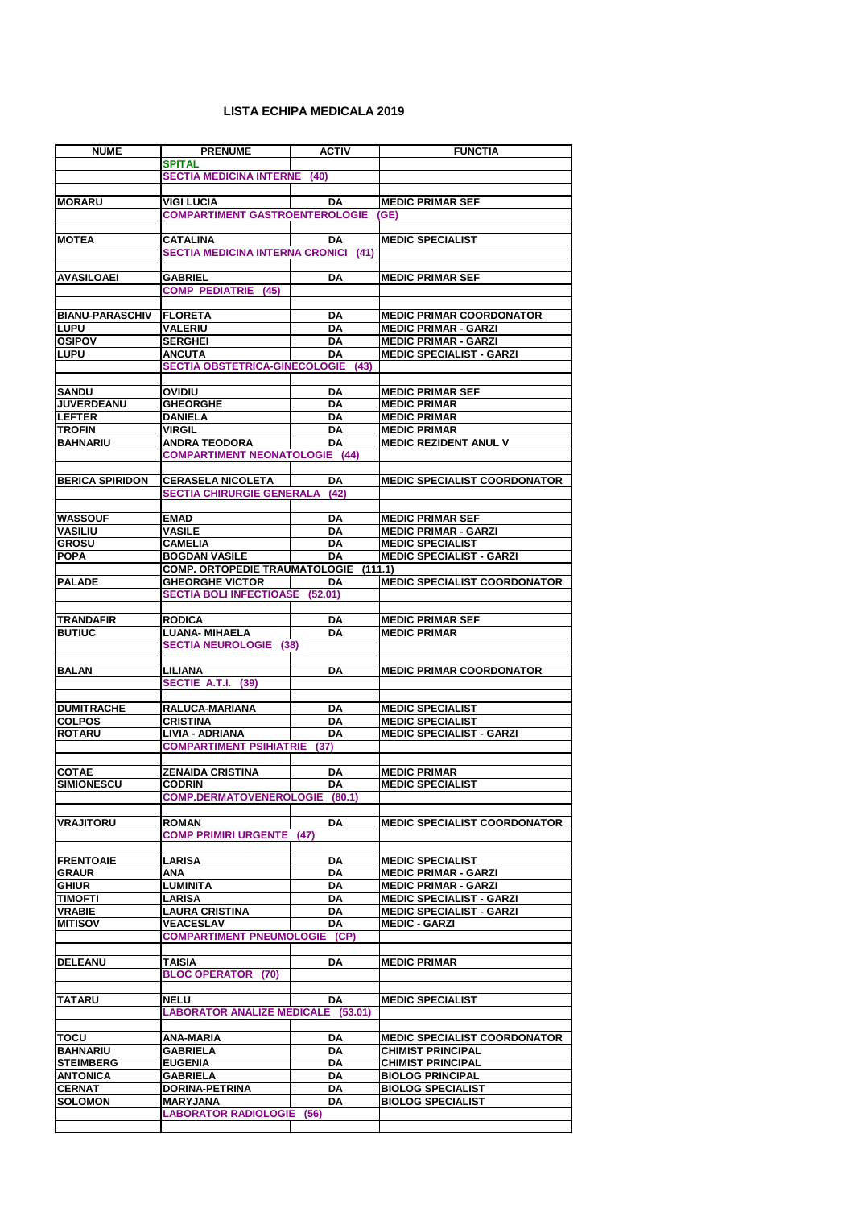# LISTA ECHIPA MEDICALA 2019

| NUME | PRENUME | ACTIV | FUNCTIA |
|---|---|---|---|
| | SPITAL | | |
| | SECTIA MEDICINA INTERNE (40) | | |
| | | | |
| MORARU | VIGI LUCIA | DA | MEDIC PRIMAR SEF |
| | COMPARTIMENT GASTROENTEROLOGIE (GE) | | |
| | | | |
| MOTEA | CATALINA | DA | MEDIC SPECIALIST |
| | SECTIA MEDICINA INTERNA CRONICI (41) | | |
| | | | |
| AVASILOAEI | GABRIEL | DA | MEDIC PRIMAR SEF |
| | COMP PEDIATRIE (45) | | |
| | | | |
| BIANU-PARASCHIV | FLORETA | DA | MEDIC PRIMAR COORDONATOR |
| LUPU | VALERIU | DA | MEDIC PRIMAR - GARZI |
| OSIPOV | SERGHEI | DA | MEDIC PRIMAR - GARZI |
| LUPU | ANCUTA | DA | MEDIC SPECIALIST - GARZI |
| | SECTIA OBSTETRICA-GINECOLOGIE (43) | | |
| | | | |
| SANDU | OVIDIU | DA | MEDIC PRIMAR SEF |
| JUVERDEANU | GHEORGHE | DA | MEDIC PRIMAR |
| LEFTER | DANIELA | DA | MEDIC PRIMAR |
| TROFIN | VIRGIL | DA | MEDIC PRIMAR |
| BAHNARIU | ANDRA TEODORA | DA | MEDIC REZIDENT ANUL V |
| | COMPARTIMENT NEONATOLOGIE (44) | | |
| | | | |
| BERICA SPIRIDON | CERASELA NICOLETA | DA | MEDIC SPECIALIST COORDONATOR |
| | SECTIA CHIRURGIE GENERALA (42) | | |
| | | | |
| WASSOUF | EMAD | DA | MEDIC PRIMAR SEF |
| VASILIU | VASILE | DA | MEDIC PRIMAR - GARZI |
| GROSU | CAMELIA | DA | MEDIC SPECIALIST |
| POPA | BOGDAN VASILE | DA | MEDIC SPECIALIST - GARZI |
| | COMP. ORTOPEDIE TRAUMATOLOGIE (111.1) | | |
| PALADE | GHEORGHE VICTOR | DA | MEDIC SPECIALIST COORDONATOR |
| | SECTIA BOLI INFECTIOASE (52.01) | | |
| | | | |
| TRANDAFIR | RODICA | DA | MEDIC PRIMAR SEF |
| BUTIUC | LUANA- MIHAELA | DA | MEDIC PRIMAR |
| | SECTIA NEUROLOGIE (38) | | |
| | | | |
| BALAN | LILIANA | DA | MEDIC PRIMAR COORDONATOR |
| | SECTIE A.T.I. (39) | | |
| | | | |
| DUMITRACHE | RALUCA-MARIANA | DA | MEDIC SPECIALIST |
| COLPOS | CRISTINA | DA | MEDIC SPECIALIST |
| ROTARU | LIVIA - ADRIANA | DA | MEDIC SPECIALIST - GARZI |
| | COMPARTIMENT PSIHIATRIE (37) | | |
| | | | |
| COTAE | ZENAIDA CRISTINA | DA | MEDIC PRIMAR |
| SIMIONESCU | CODRIN | DA | MEDIC SPECIALIST |
| | COMP.DERMATOVENEROLOGIE (80.1) | | |
| | | | |
| VRAJITORU | ROMAN | DA | MEDIC SPECIALIST COORDONATOR |
| | COMP PRIMIRI URGENTE (47) | | |
| | | | |
| FRENTOAIE | LARISA | DA | MEDIC SPECIALIST |
| GRAUR | ANA | DA | MEDIC PRIMAR - GARZI |
| GHIUR | LUMINITA | DA | MEDIC PRIMAR - GARZI |
| TIMOFTI | LARISA | DA | MEDIC SPECIALIST - GARZI |
| VRABIE | LAURA CRISTINA | DA | MEDIC SPECIALIST - GARZI |
| MITISOV | VEACESLAV | DA | MEDIC - GARZI |
| | COMPARTIMENT PNEUMOLOGIE (CP) | | |
| | | | |
| DELEANU | TAISIA | DA | MEDIC PRIMAR |
| | BLOC OPERATOR (70) | | |
| | | | |
| TATARU | NELU | DA | MEDIC SPECIALIST |
| | LABORATOR ANALIZE MEDICALE (53.01) | | |
| | | | |
| TOCU | ANA-MARIA | DA | MEDIC SPECIALIST COORDONATOR |
| BAHNARIU | GABRIELA | DA | CHIMIST PRINCIPAL |
| STEIMBERG | EUGENIA | DA | CHIMIST PRINCIPAL |
| ANTONICA | GABRIELA | DA | BIOLOG PRINCIPAL |
| CERNAT | DORINA-PETRINA | DA | BIOLOG SPECIALIST |
| SOLOMON | MARYJANA | DA | BIOLOG SPECIALIST |
| | LABORATOR RADIOLOGIE (56) | | |
| | | | |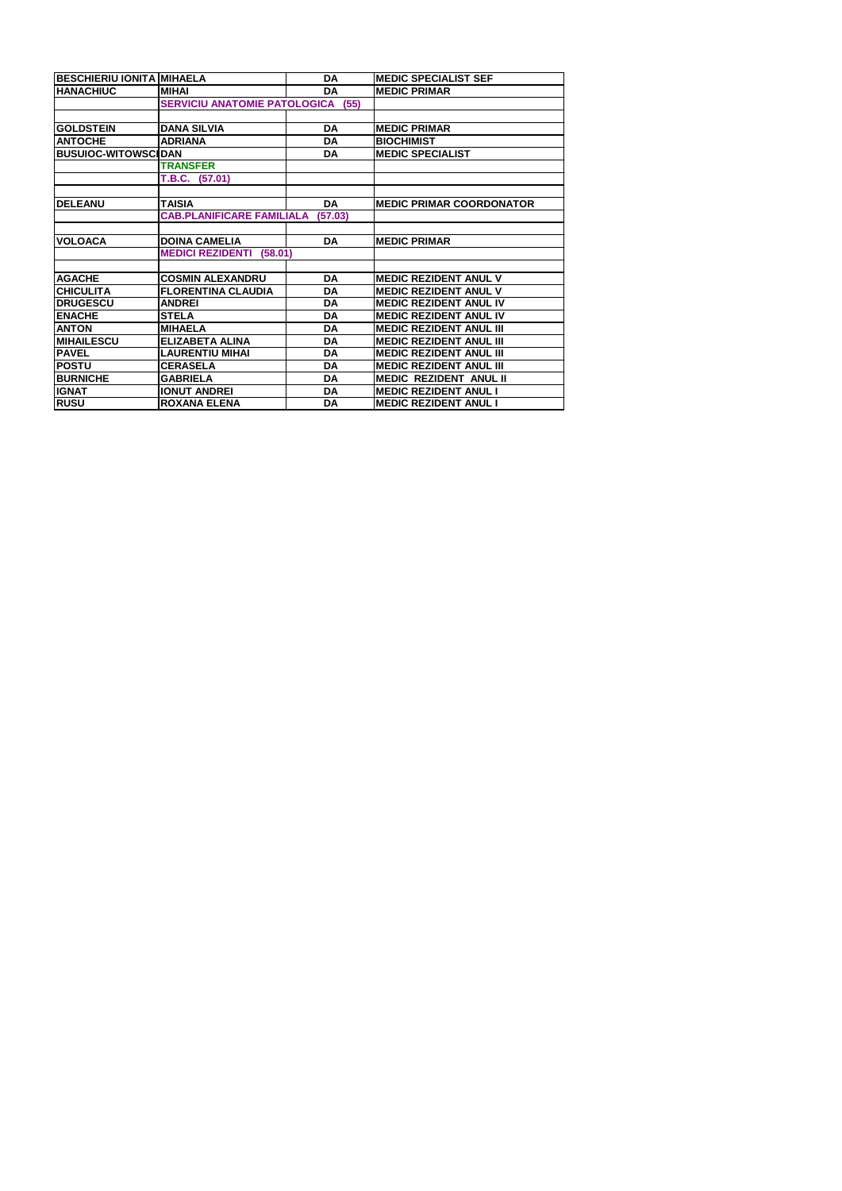| | | | |
|---|---|---|---|
| BESCHIERIU IONITA | MIHAELA | DA | MEDIC SPECIALIST SEF |
| HANACHIUC | MIHAI | DA | MEDIC PRIMAR |
| | SERVICIU ANATOMIE PATOLOGICA (55) | | |
| | | | |
| GOLDSTEIN | DANA SILVIA | DA | MEDIC PRIMAR |
| ANTOCHE | ADRIANA | DA | BIOCHIMIST |
| BUSUIOC-WITOWSCI | DAN | DA | MEDIC SPECIALIST |
| | TRANSFER | | |
| | T.B.C. (57.01) | | |
| | | | |
| DELEANU | TAISIA | DA | MEDIC PRIMAR COORDONATOR |
| | CAB.PLANIFICARE FAMILIALA (57.03) | | |
| | | | |
| VOLOACA | DOINA CAMELIA | DA | MEDIC PRIMAR |
| | MEDICI REZIDENTI (58.01) | | |
| | | | |
| AGACHE | COSMIN ALEXANDRU | DA | MEDIC REZIDENT ANUL V |
| CHICULITA | FLORENTINA CLAUDIA | DA | MEDIC REZIDENT ANUL V |
| DRUGESCU | ANDREI | DA | MEDIC REZIDENT ANUL IV |
| ENACHE | STELA | DA | MEDIC REZIDENT ANUL IV |
| ANTON | MIHAELA | DA | MEDIC REZIDENT ANUL III |
| MIHAILESCU | ELIZABETA ALINA | DA | MEDIC REZIDENT ANUL III |
| PAVEL | LAURENTIU MIHAI | DA | MEDIC REZIDENT ANUL III |
| POSTU | CERASELA | DA | MEDIC REZIDENT ANUL III |
| BURNICHE | GABRIELA | DA | MEDIC REZIDENT ANUL II |
| IGNAT | IONUT ANDREI | DA | MEDIC REZIDENT ANUL I |
| RUSU | ROXANA ELENA | DA | MEDIC REZIDENT ANUL I |